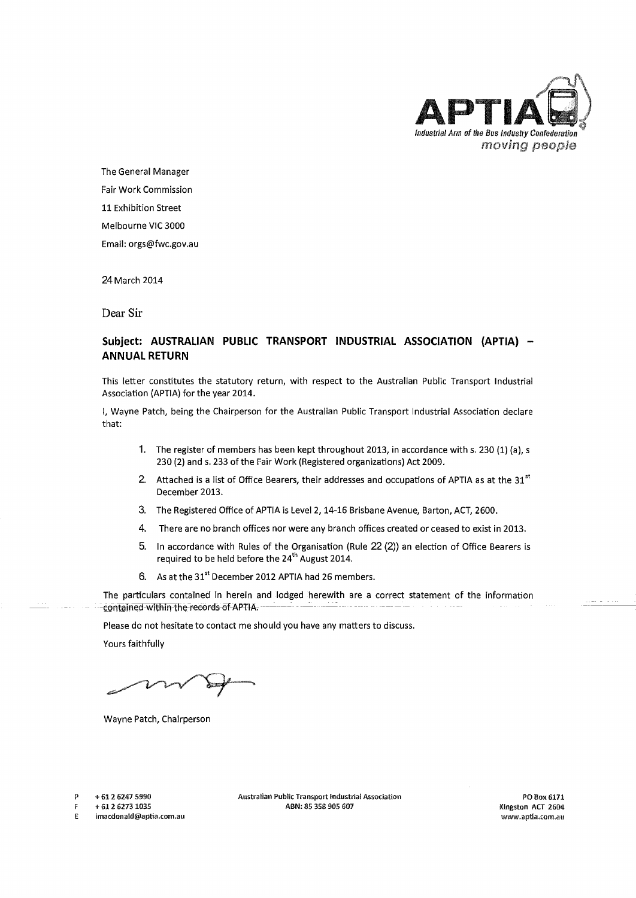APTIA
*Industrial Arm of the Bus Industry Confederation*
*moving people*

The General Manager
Fair Work Commission
11 Exhibition Street
Melbourne VIC 3000
Email: orgs@fwc.gov.au

24 March 2014

Dear Sir

**Subject: AUSTRALIAN PUBLIC TRANSPORT INDUSTRIAL ASSOCIATION (APTIA) – ANNUAL RETURN**

This letter constitutes the statutory return, with respect to the Australian Public Transport Industrial Association (APTIA) for the year 2014.

I, Wayne Patch, being the Chairperson for the Australian Public Transport Industrial Association declare that:

1. The register of members has been kept throughout 2013, in accordance with s. 230 (1) (a), s 230 (2) and s. 233 of the Fair Work (Registered organizations) Act 2009.
2. Attached is a list of Office Bearers, their addresses and occupations of APTIA as at the 31st December 2013.
3. The Registered Office of APTIA is Level 2, 14-16 Brisbane Avenue, Barton, ACT, 2600.
4. There are no branch offices nor were any branch offices created or ceased to exist in 2013.
5. In accordance with Rules of the Organisation (Rule 22 (2)) an election of Office Bearers is required to be held before the 24th August 2014.
6. As at the 31st December 2012 APTIA had 26 members.

The particulars contained in herein and lodged herewith are a correct statement of the information contained within the records of APTIA.

Please do not hesitate to contact me should you have any matters to discuss.

Yours faithfully

Wayne Patch, Chairperson

P + 61 2 6247 5990
F + 61 2 6273 1035
E imacdonald@aptia.com.au

Australian Public Transport Industrial Association
ABN: 85 358 905 607

PO Box 6171
Kingston ACT 2604
www.aptia.com.au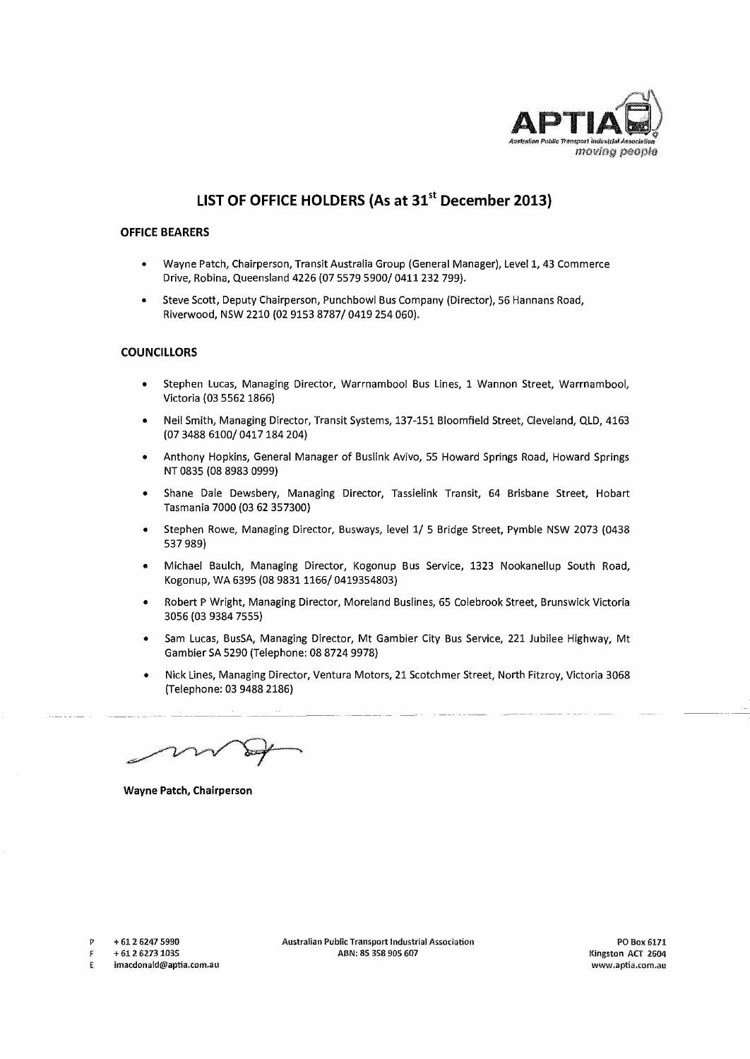# LIST OF OFFICE HOLDERS (As at 31st December 2013)

### OFFICE BEARERS

- Wayne Patch, Chairperson, Transit Australia Group (General Manager), Level 1, 43 Commerce Drive, Robina, Queensland 4226 (07 5579 5900/ 0411 232 799).
- Steve Scott, Deputy Chairperson, Punchbowl Bus Company (Director), 56 Hannans Road, Riverwood, NSW 2210 (02 9153 8787/ 0419 254 060).

### COUNCILLORS

- Stephen Lucas, Managing Director, Warrnambool Bus Lines, 1 Wannon Street, Warrnambool, Victoria (03 5562 1866)
- Neil Smith, Managing Director, Transit Systems, 137-151 Bloomfield Street, Cleveland, QLD, 4163 (07 3488 6100/ 0417 184 204)
- Anthony Hopkins, General Manager of Buslink Avivo, 55 Howard Springs Road, Howard Springs NT 0835 (08 8983 0999)
- Shane Dale Dewsbery, Managing Director, Tassielink Transit, 64 Brisbane Street, Hobart Tasmania 7000 (03 62 357300)
- Stephen Rowe, Managing Director, Busways, level 1/ 5 Bridge Street, Pymble NSW 2073 (0438 537 989)
- Michael Baulch, Managing Director, Kogonup Bus Service, 1323 Nookanellup South Road, Kogonup, WA 6395 (08 9831 1166/ 0419354803)
- Robert P Wright, Managing Director, Moreland Buslines, 65 Colebrook Street, Brunswick Victoria 3056 (03 9384 7555)
- Sam Lucas, BusSA, Managing Director, Mt Gambier City Bus Service, 221 Jubilee Highway, Mt Gambier SA 5290 (Telephone: 08 8724 9978)
- Nick Lines, Managing Director, Ventura Motors, 21 Scotchmer Street, North Fitzroy, Victoria 3068 (Telephone: 03 9488 2186)

**Wayne Patch, Chairperson**

P + 61 2 6247 5990
F + 61 2 6273 1035
E imacdonald@aptia.com.au

Australian Public Transport Industrial Association
ABN: 85 358 905 607

PO Box 6171
Kingston ACT 2604
www.aptia.com.au